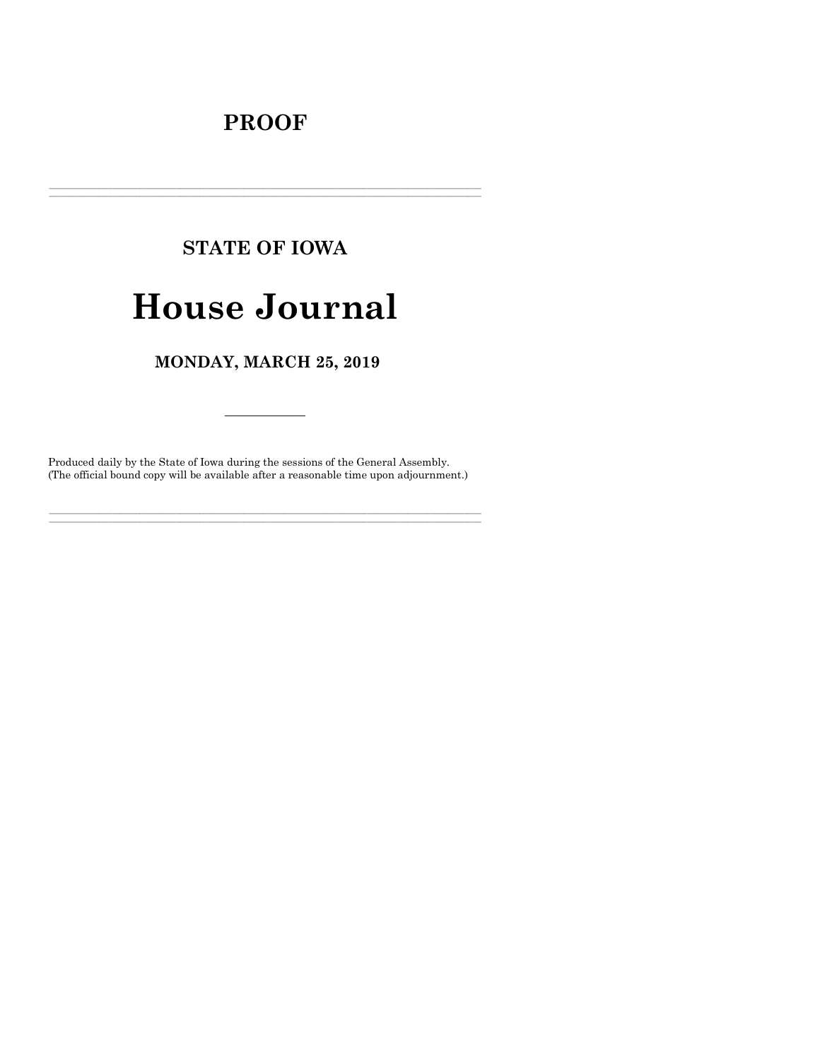# PROOF

---

## STATE OF IOWA

# House Journal

## MONDAY, MARCH 25, 2019

---

Produced daily by the State of Iowa during the sessions of the General Assembly.
(The official bound copy will be available after a reasonable time upon adjournment.)

---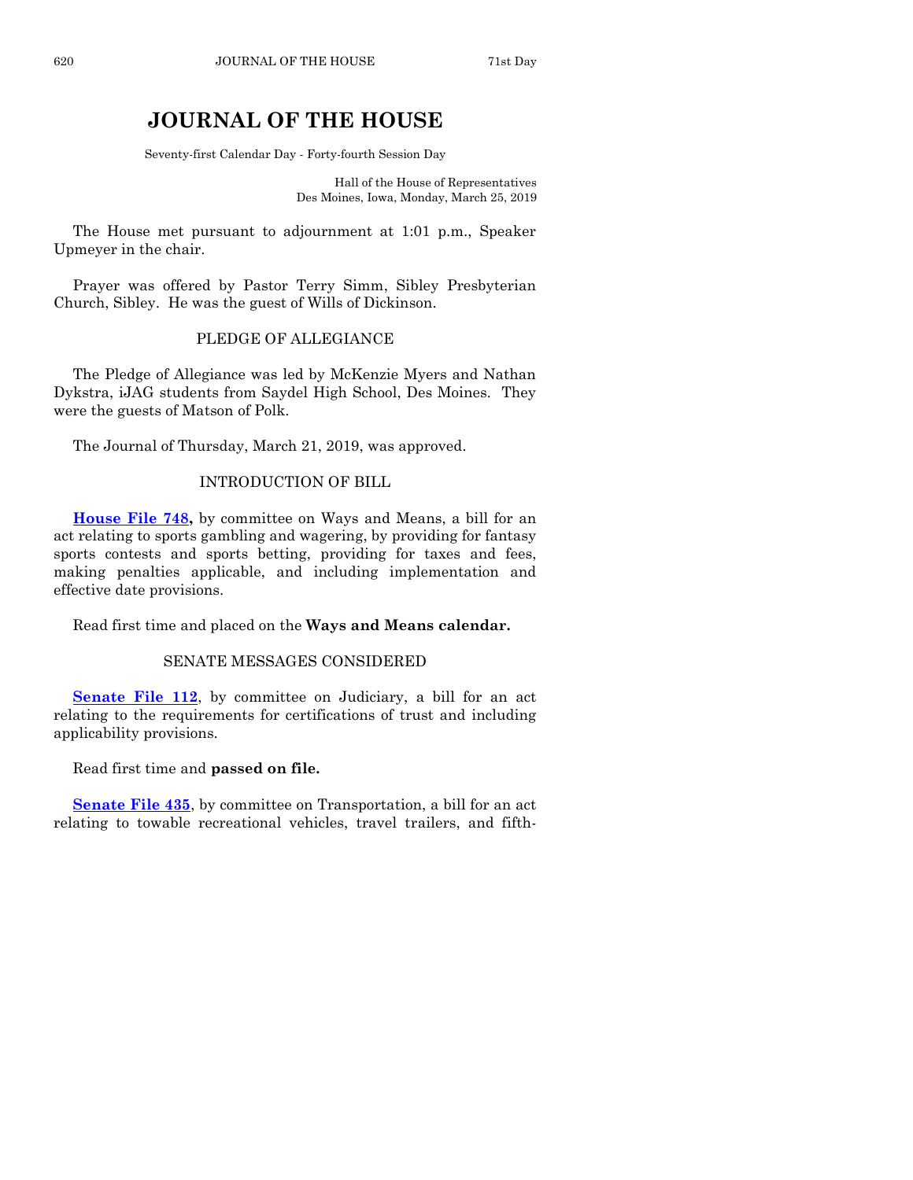# JOURNAL OF THE HOUSE

Seventy-first Calendar Day - Forty-fourth Session Day

Hall of the House of Representatives
Des Moines, Iowa, Monday, March 25, 2019

The House met pursuant to adjournment at 1:01 p.m., Speaker Upmeyer in the chair.

Prayer was offered by Pastor Terry Simm, Sibley Presbyterian Church, Sibley. He was the guest of Wills of Dickinson.

## PLEDGE OF ALLEGIANCE

The Pledge of Allegiance was led by McKenzie Myers and Nathan Dykstra, iJAG students from Saydel High School, Des Moines. They were the guests of Matson of Polk.

The Journal of Thursday, March 21, 2019, was approved.

## INTRODUCTION OF BILL

**House File 748,** by committee on Ways and Means, a bill for an act relating to sports gambling and wagering, by providing for fantasy sports contests and sports betting, providing for taxes and fees, making penalties applicable, and including implementation and effective date provisions.

Read first time and placed on the **Ways and Means calendar.**

## SENATE MESSAGES CONSIDERED

**Senate File 112**, by committee on Judiciary, a bill for an act relating to the requirements for certifications of trust and including applicability provisions.

Read first time and **passed on file.**

**Senate File 435**, by committee on Transportation, a bill for an act relating to towable recreational vehicles, travel trailers, and fifth-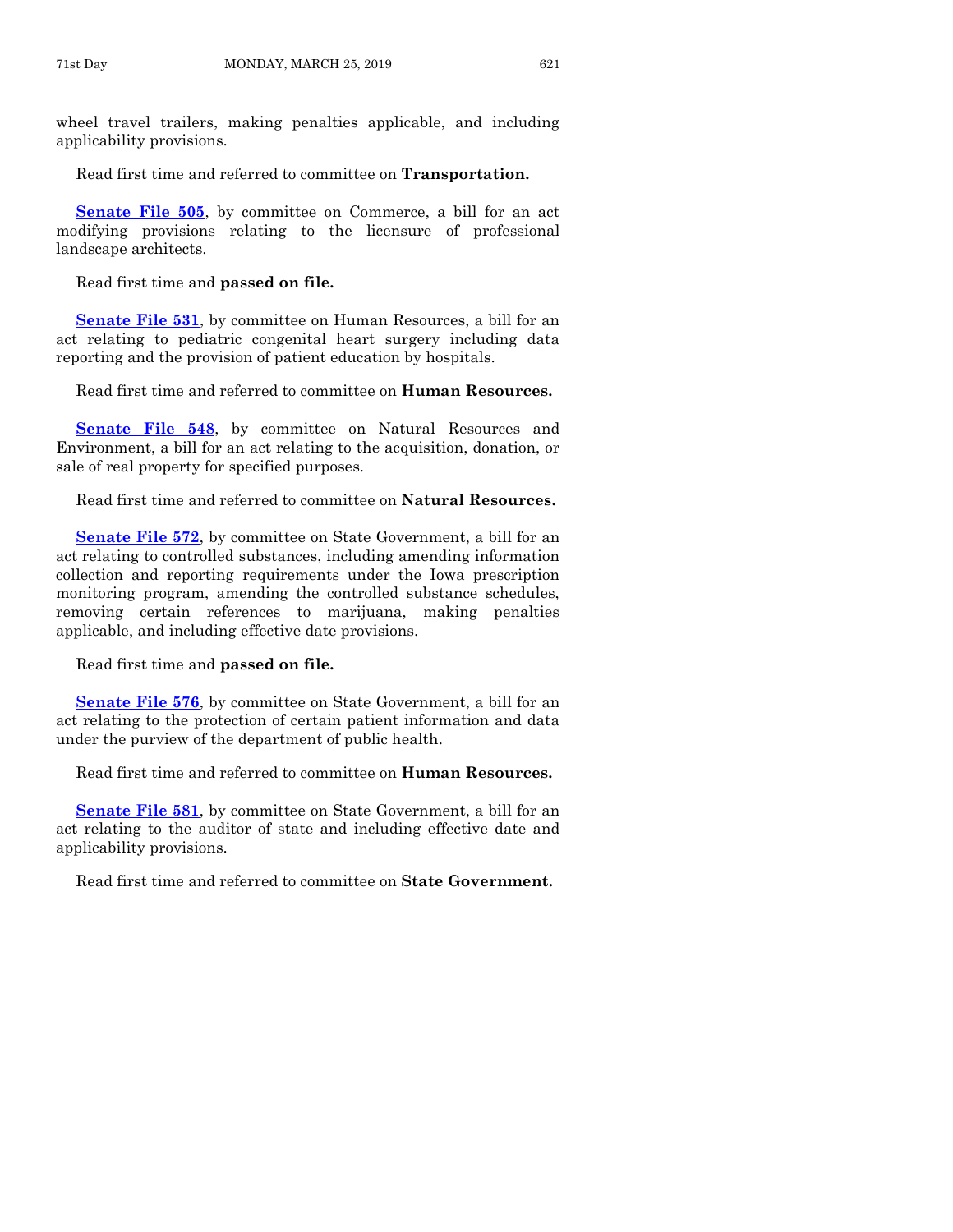wheel travel trailers, making penalties applicable, and including applicability provisions.

Read first time and referred to committee on **Transportation.**

**Senate File 505**, by committee on Commerce, a bill for an act modifying provisions relating to the licensure of professional landscape architects.

Read first time and **passed on file.**

**Senate File 531**, by committee on Human Resources, a bill for an act relating to pediatric congenital heart surgery including data reporting and the provision of patient education by hospitals.

Read first time and referred to committee on **Human Resources.**

**Senate File 548**, by committee on Natural Resources and Environment, a bill for an act relating to the acquisition, donation, or sale of real property for specified purposes.

Read first time and referred to committee on **Natural Resources.**

**Senate File 572**, by committee on State Government, a bill for an act relating to controlled substances, including amending information collection and reporting requirements under the Iowa prescription monitoring program, amending the controlled substance schedules, removing certain references to marijuana, making penalties applicable, and including effective date provisions.

Read first time and **passed on file.**

**Senate File 576**, by committee on State Government, a bill for an act relating to the protection of certain patient information and data under the purview of the department of public health.

Read first time and referred to committee on **Human Resources.**

**Senate File 581**, by committee on State Government, a bill for an act relating to the auditor of state and including effective date and applicability provisions.

Read first time and referred to committee on **State Government.**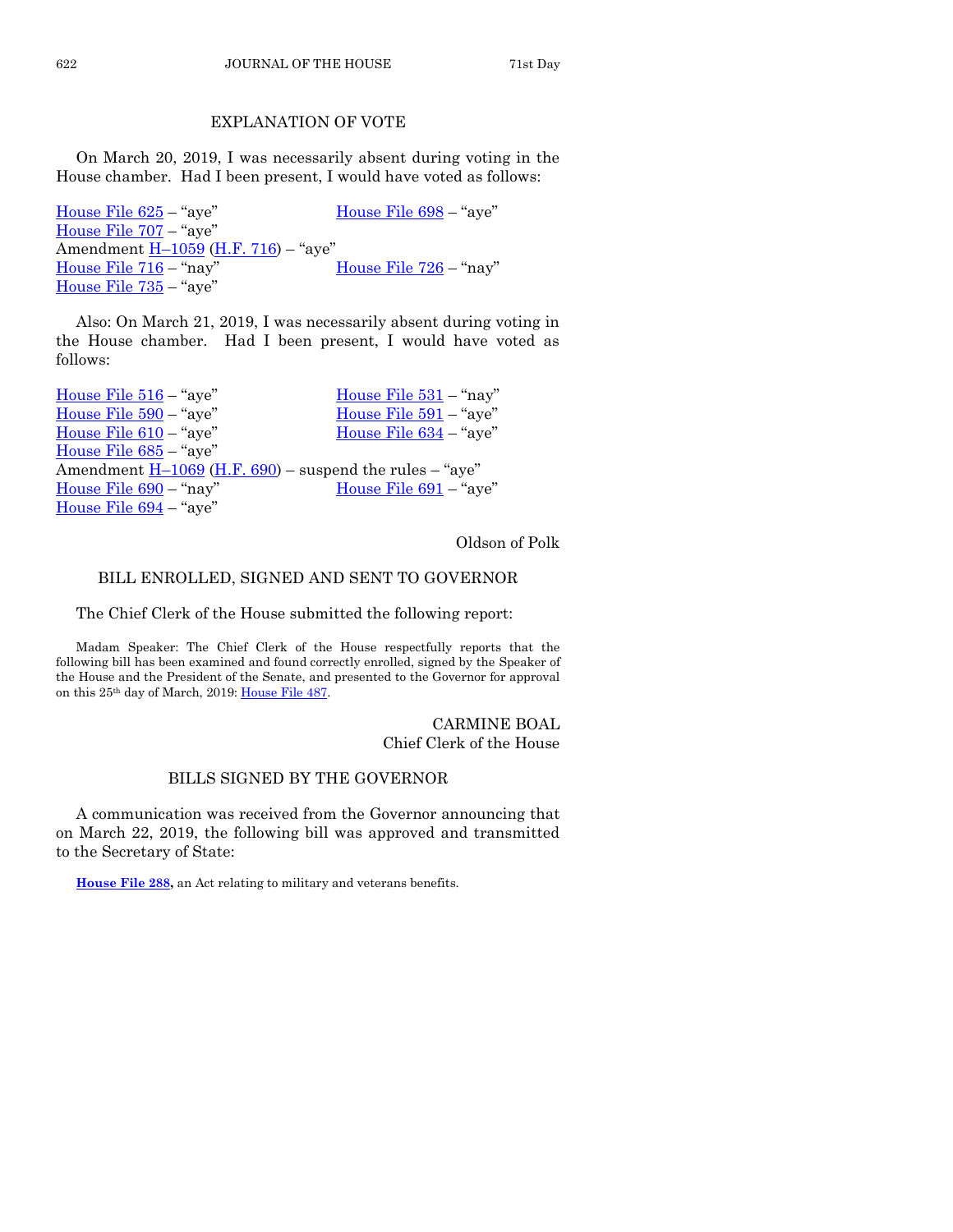## EXPLANATION OF VOTE

On March 20, 2019, I was necessarily absent during voting in the House chamber. Had I been present, I would have voted as follows:

House File 625 – "aye"
House File 698 – "aye"
House File 707 – "aye"
Amendment H–1059 (H.F. 716) – "aye"
House File 716 – "nay"
House File 726 – "nay"
House File 735 – "aye"

Also: On March 21, 2019, I was necessarily absent during voting in the House chamber. Had I been present, I would have voted as follows:

House File 516 – "aye"
House File 531 – "nay"
House File 590 – "aye"
House File 591 – "aye"
House File 610 – "aye"
House File 634 – "aye"
House File 685 – "aye"
Amendment H–1069 (H.F. 690) – suspend the rules – "aye"
House File 690 – "nay"
House File 691 – "aye"
House File 694 – "aye"

Oldson of Polk

## BILL ENROLLED, SIGNED AND SENT TO GOVERNOR

The Chief Clerk of the House submitted the following report:

Madam Speaker: The Chief Clerk of the House respectfully reports that the following bill has been examined and found correctly enrolled, signed by the Speaker of the House and the President of the Senate, and presented to the Governor for approval on this 25th day of March, 2019: House File 487.

CARMINE BOAL
Chief Clerk of the House

## BILLS SIGNED BY THE GOVERNOR

A communication was received from the Governor announcing that on March 22, 2019, the following bill was approved and transmitted to the Secretary of State:

**House File 288,** an Act relating to military and veterans benefits.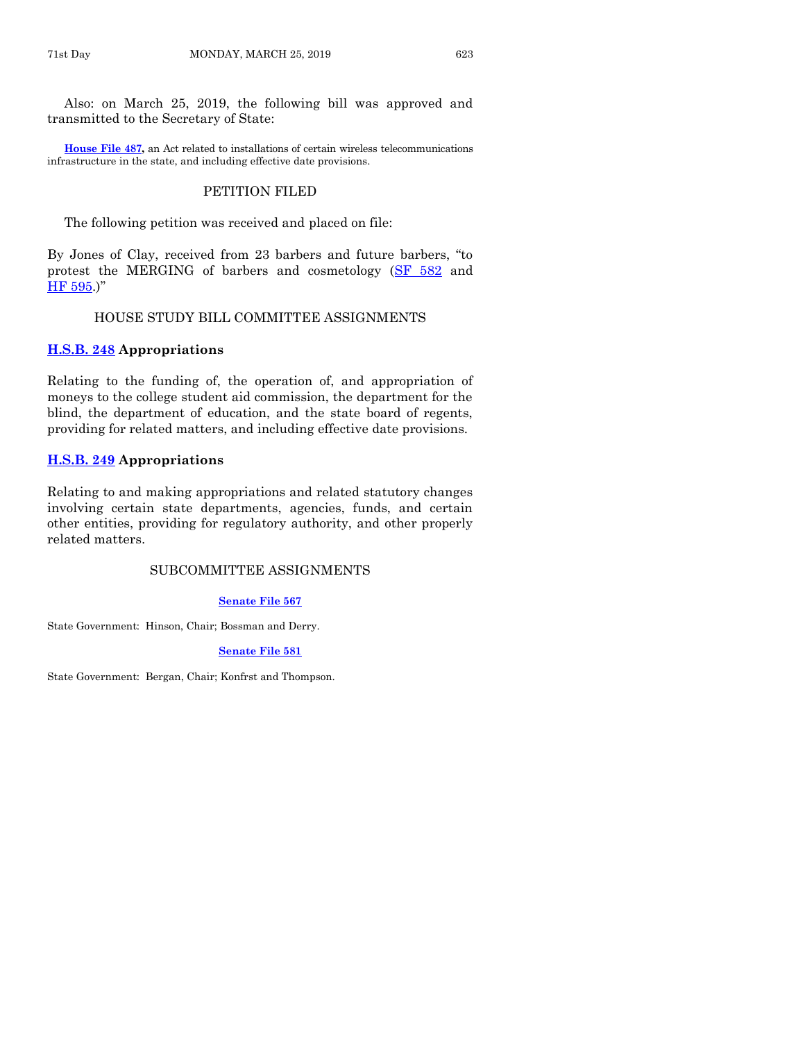Also: on March 25, 2019, the following bill was approved and transmitted to the Secretary of State:

**House File 487,** an Act related to installations of certain wireless telecommunications infrastructure in the state, and including effective date provisions.

## PETITION FILED

The following petition was received and placed on file:

By Jones of Clay, received from 23 barbers and future barbers, "to protest the MERGING of barbers and cosmetology (SF 582 and HF 595.)"

## HOUSE STUDY BILL COMMITTEE ASSIGNMENTS

**H.S.B. 248 Appropriations**

Relating to the funding of, the operation of, and appropriation of moneys to the college student aid commission, the department for the blind, the department of education, and the state board of regents, providing for related matters, and including effective date provisions.

**H.S.B. 249 Appropriations**

Relating to and making appropriations and related statutory changes involving certain state departments, agencies, funds, and certain other entities, providing for regulatory authority, and other properly related matters.

## SUBCOMMITTEE ASSIGNMENTS

**Senate File 567**

State Government: Hinson, Chair; Bossman and Derry.

**Senate File 581**

State Government: Bergan, Chair; Konfrst and Thompson.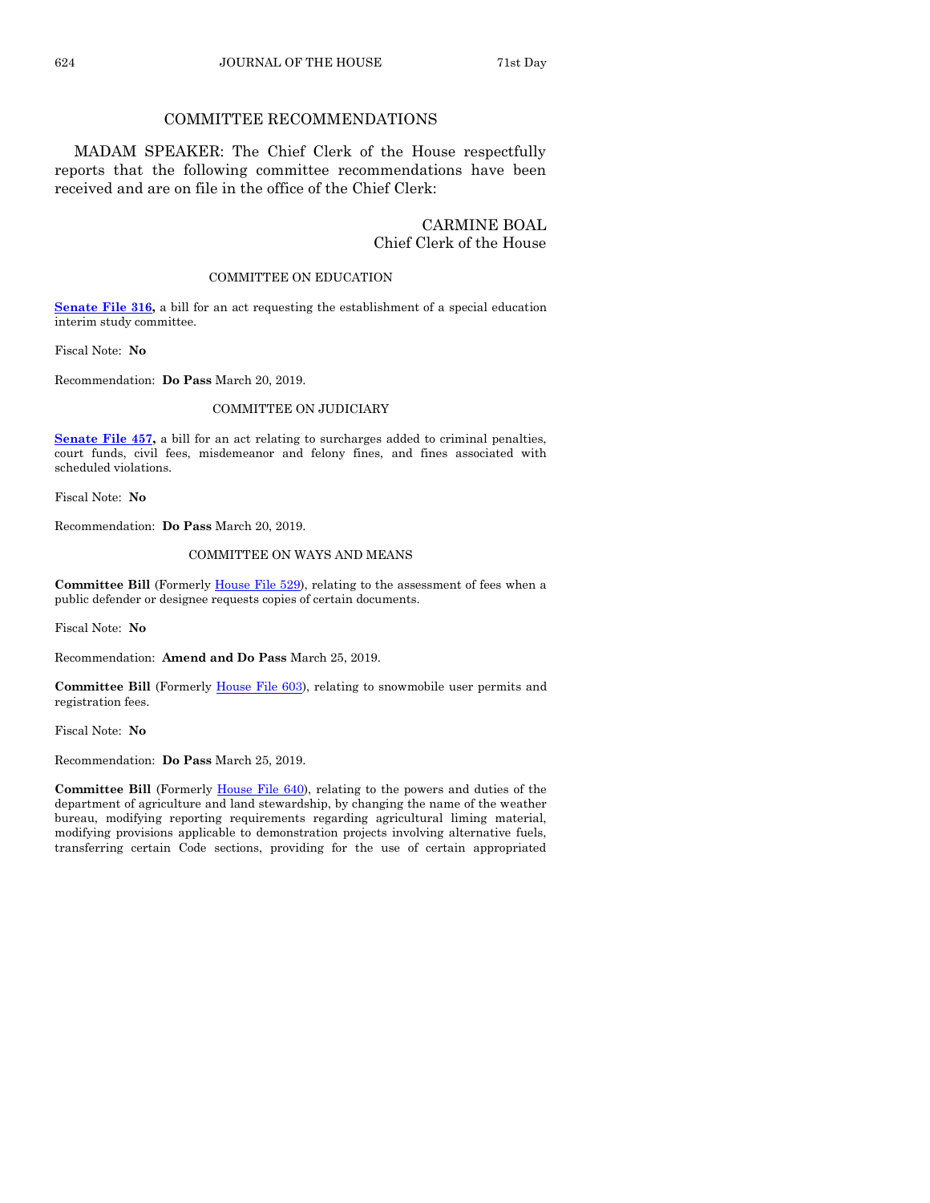## COMMITTEE RECOMMENDATIONS

MADAM SPEAKER: The Chief Clerk of the House respectfully reports that the following committee recommendations have been received and are on file in the office of the Chief Clerk:

CARMINE BOAL
Chief Clerk of the House

### COMMITTEE ON EDUCATION

**Senate File 316,** a bill for an act requesting the establishment of a special education interim study committee.

Fiscal Note: **No**

Recommendation: **Do Pass** March 20, 2019.

### COMMITTEE ON JUDICIARY

**Senate File 457,** a bill for an act relating to surcharges added to criminal penalties, court funds, civil fees, misdemeanor and felony fines, and fines associated with scheduled violations.

Fiscal Note: **No**

Recommendation: **Do Pass** March 20, 2019.

### COMMITTEE ON WAYS AND MEANS

**Committee Bill** (Formerly House File 529), relating to the assessment of fees when a public defender or designee requests copies of certain documents.

Fiscal Note: **No**

Recommendation: **Amend and Do Pass** March 25, 2019.

**Committee Bill** (Formerly House File 603), relating to snowmobile user permits and registration fees.

Fiscal Note: **No**

Recommendation: **Do Pass** March 25, 2019.

**Committee Bill** (Formerly House File 640), relating to the powers and duties of the department of agriculture and land stewardship, by changing the name of the weather bureau, modifying reporting requirements regarding agricultural liming material, modifying provisions applicable to demonstration projects involving alternative fuels, transferring certain Code sections, providing for the use of certain appropriated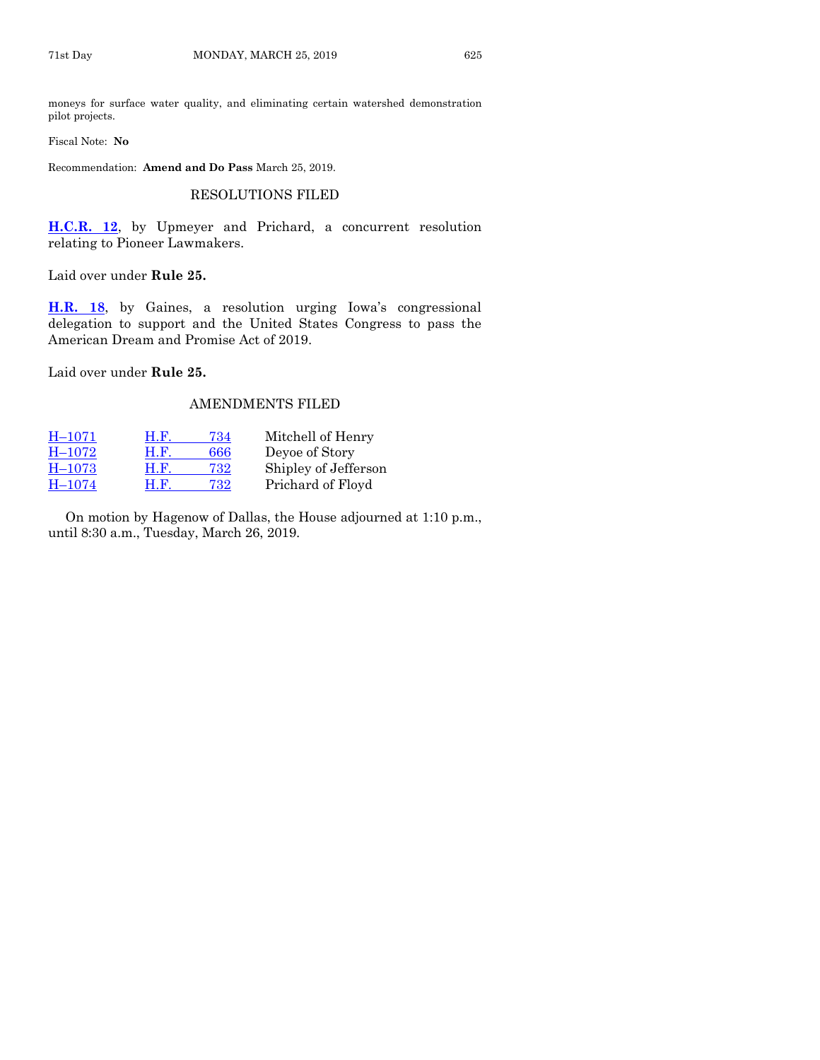moneys for surface water quality, and eliminating certain watershed demonstration pilot projects.

Fiscal Note: **No**

Recommendation: **Amend and Do Pass** March 25, 2019.

## RESOLUTIONS FILED

**H.C.R. 12**, by Upmeyer and Prichard, a concurrent resolution relating to Pioneer Lawmakers.

Laid over under **Rule 25.**

**H.R. 18**, by Gaines, a resolution urging Iowa's congressional delegation to support and the United States Congress to pass the American Dream and Promise Act of 2019.

Laid over under **Rule 25.**

## AMENDMENTS FILED

| | | |
|---|---|---|
| H–1071 | H.F. 734 | Mitchell of Henry |
| H–1072 | H.F. 666 | Deyoe of Story |
| H–1073 | H.F. 732 | Shipley of Jefferson |
| H–1074 | H.F. 732 | Prichard of Floyd |

On motion by Hagenow of Dallas, the House adjourned at 1:10 p.m., until 8:30 a.m., Tuesday, March 26, 2019.